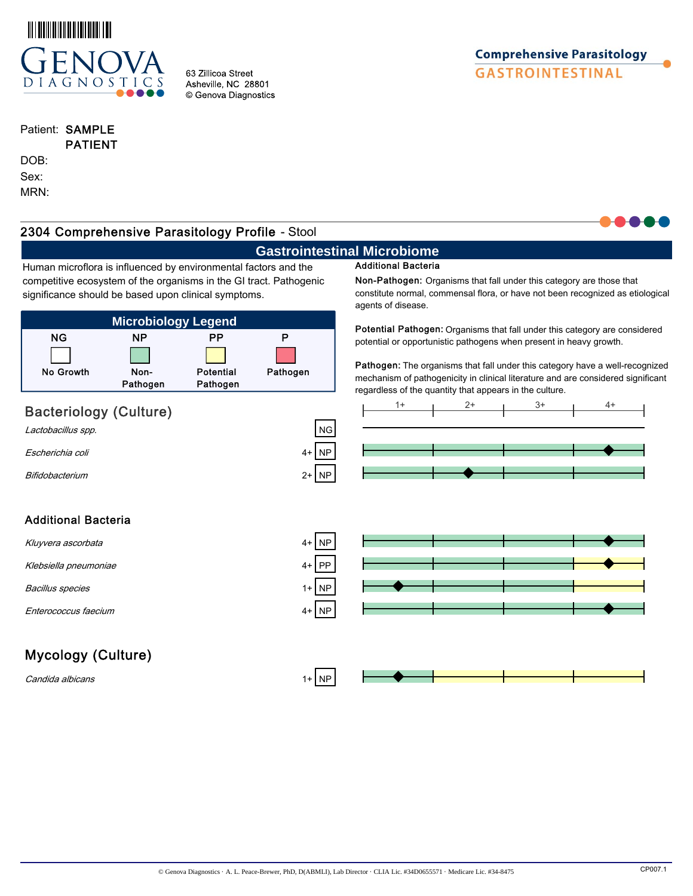# Comprehensive Parasitology
## GASTROINTESTINAL

63 Zillicoa Street
Asheville, NC 28801
© Genova Diagnostics

Patient: SAMPLE PATIENT
DOB:
Sex:
MRN:

## 2304 Comprehensive Parasitology Profile - Stool

### Gastrointestinal Microbiome

Human microflora is influenced by environmental factors and the competitive ecosystem of the organisms in the GI tract. Pathogenic significance should be based upon clinical symptoms.

**Microbiology Legend**

| NG | NP | PP | P |
|---|---|---|---|
| No Growth | Non-Pathogen | Potential Pathogen | Pathogen |

**Additional Bacteria**

**Non-Pathogen:** Organisms that fall under this category are those that constitute normal, commensal flora, or have not been recognized as etiological agents of disease.

**Potential Pathogen:** Organisms that fall under this category are considered potential or opportunistic pathogens when present in heavy growth.

**Pathogen:** The organisms that fall under this category have a well-recognized mechanism of pathogenicity in clinical literature and are considered significant regardless of the quantity that appears in the culture.

### Bacteriology (Culture)

| Organism | Result | Category |
|---|---|---|
| *Lactobacillus spp.* | | NG |
| *Escherichia coli* | 4+ | NP |
| *Bifidobacterium* | 2+ | NP |

### Additional Bacteria

| Organism | Result | Category |
|---|---|---|
| *Kluyvera ascorbata* | 4+ | NP |
| *Klebsiella pneumoniae* | 4+ | PP |
| *Bacillus species* | 1+ | NP |
| *Enterococcus faecium* | 4+ | NP |

### Mycology (Culture)

| Organism | Result | Category |
|---|---|---|
| *Candida albicans* | 1+ | NP |

© Genova Diagnostics · A. L. Peace-Brewer, PhD, D(ABMLI), Lab Director · CLIA Lic. #34D0655571 · Medicare Lic. #34-8475

CP007.1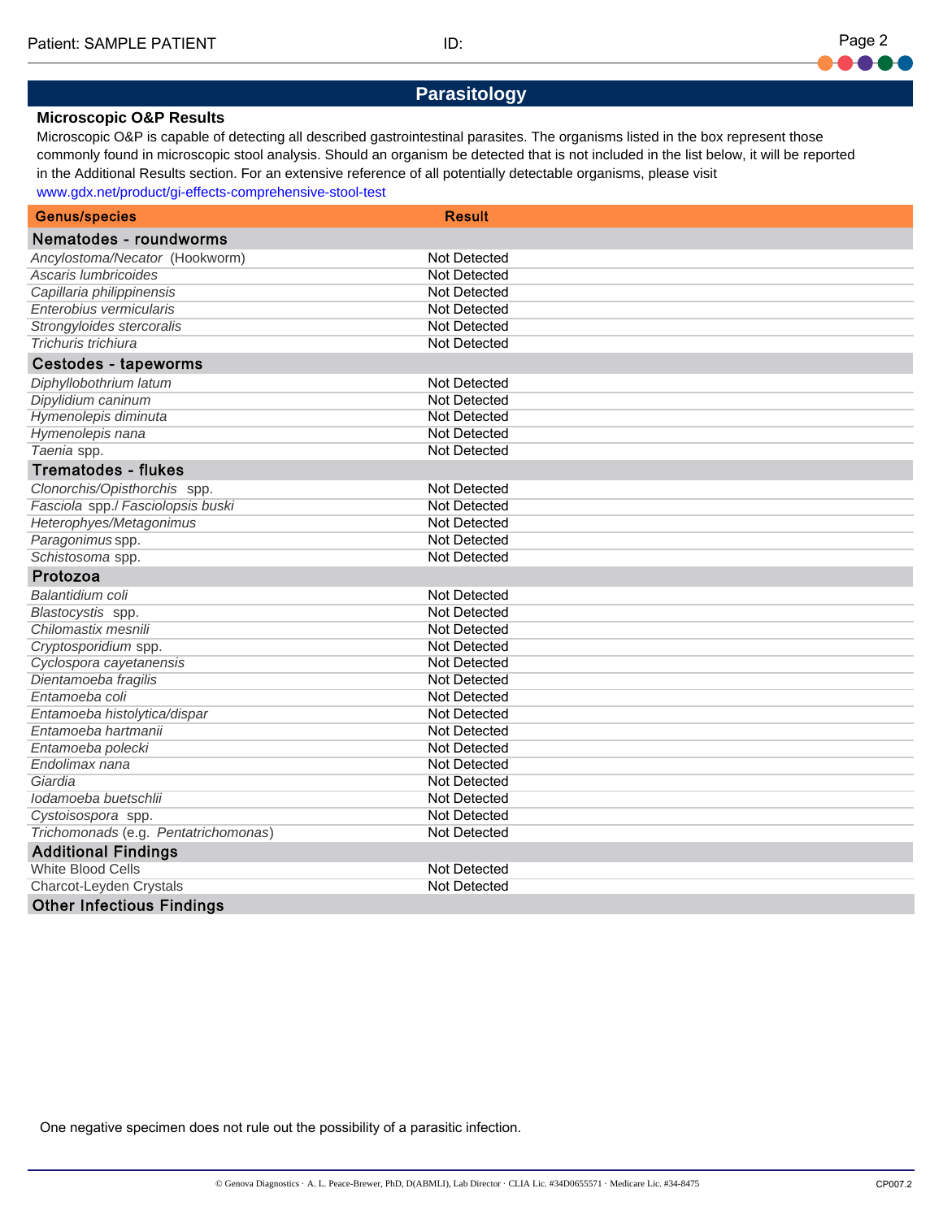## Parasitology

### Microscopic O&P Results

Microscopic O&P is capable of detecting all described gastrointestinal parasites. The organisms listed in the box represent those commonly found in microscopic stool analysis. Should an organism be detected that is not included in the list below, it will be reported in the Additional Results section. For an extensive reference of all potentially detectable organisms, please visit www.gdx.net/product/gi-effects-comprehensive-stool-test

| Genus/species | Result |
|---|---|
| **Nematodes - roundworms** | |
| *Ancylostoma/Necator* (Hookworm) | Not Detected |
| *Ascaris lumbricoides* | Not Detected |
| *Capillaria philippinensis* | Not Detected |
| *Enterobius vermicularis* | Not Detected |
| *Strongyloides stercoralis* | Not Detected |
| *Trichuris trichiura* | Not Detected |
| **Cestodes - tapeworms** | |
| *Diphyllobothrium latum* | Not Detected |
| *Dipylidium caninum* | Not Detected |
| *Hymenolepis diminuta* | Not Detected |
| *Hymenolepis nana* | Not Detected |
| *Taenia* spp. | Not Detected |
| **Trematodes - flukes** | |
| *Clonorchis/Opisthorchis* spp. | Not Detected |
| *Fasciola* spp./ *Fasciolopsis buski* | Not Detected |
| *Heterophyes/Metagonimus* | Not Detected |
| *Paragonimus* spp. | Not Detected |
| *Schistosoma* spp. | Not Detected |
| **Protozoa** | |
| *Balantidium coli* | Not Detected |
| *Blastocystis* spp. | Not Detected |
| *Chilomastix mesnili* | Not Detected |
| *Cryptosporidium* spp. | Not Detected |
| *Cyclospora cayetanensis* | Not Detected |
| *Dientamoeba fragilis* | Not Detected |
| *Entamoeba coli* | Not Detected |
| *Entamoeba histolytica/dispar* | Not Detected |
| *Entamoeba hartmanii* | Not Detected |
| *Entamoeba polecki* | Not Detected |
| *Endolimax nana* | Not Detected |
| *Giardia* | Not Detected |
| *Iodamoeba buetschlii* | Not Detected |
| *Cystoisospora* spp. | Not Detected |
| Trichomonads (e.g. *Pentatrichomonas*) | Not Detected |
| **Additional Findings** | |
| White Blood Cells | Not Detected |
| Charcot-Leyden Crystals | Not Detected |
| **Other Infectious Findings** | |

One negative specimen does not rule out the possibility of a parasitic infection.

© Genova Diagnostics · A. L. Peace-Brewer, PhD, D(ABMLI), Lab Director · CLIA Lic. #34D0655571 · Medicare Lic. #34-8475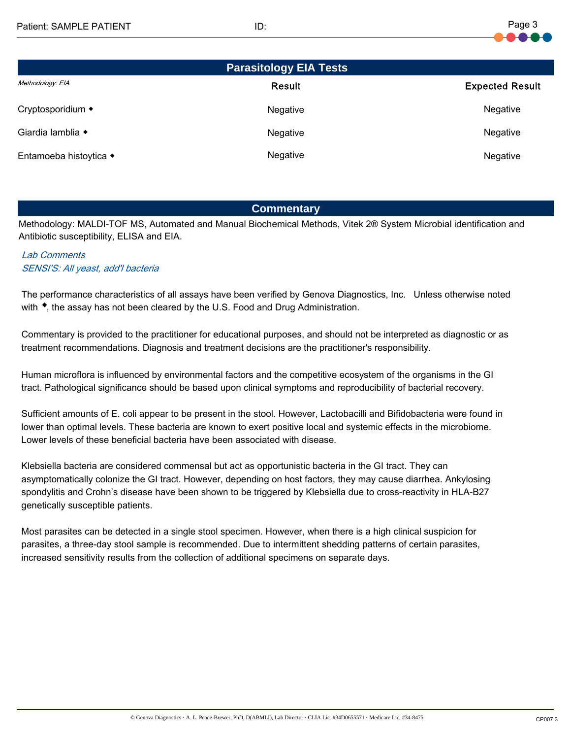## Parasitology EIA Tests

| *Methodology: EIA* | Result | Expected Result |
| --- | --- | --- |
| Cryptosporidium ◆ | Negative | Negative |
| Giardia lamblia ◆ | Negative | Negative |
| Entamoeba histoytica ◆ | Negative | Negative |

## Commentary

Methodology: MALDI-TOF MS, Automated and Manual Biochemical Methods, Vitek 2® System Microbial identification and Antibiotic susceptibility, ELISA and EIA.

*Lab Comments*
*SENSI'S: All yeast, add'l bacteria*

The performance characteristics of all assays have been verified by Genova Diagnostics, Inc. Unless otherwise noted with ◆, the assay has not been cleared by the U.S. Food and Drug Administration.

Commentary is provided to the practitioner for educational purposes, and should not be interpreted as diagnostic or as treatment recommendations. Diagnosis and treatment decisions are the practitioner's responsibility.

Human microflora is influenced by environmental factors and the competitive ecosystem of the organisms in the GI tract. Pathological significance should be based upon clinical symptoms and reproducibility of bacterial recovery.

Sufficient amounts of E. coli appear to be present in the stool. However, Lactobacilli and Bifidobacteria were found in lower than optimal levels. These bacteria are known to exert positive local and systemic effects in the microbiome. Lower levels of these beneficial bacteria have been associated with disease.

Klebsiella bacteria are considered commensal but act as opportunistic bacteria in the GI tract. They can asymptomatically colonize the GI tract. However, depending on host factors, they may cause diarrhea. Ankylosing spondylitis and Crohn's disease have been shown to be triggered by Klebsiella due to cross-reactivity in HLA-B27 genetically susceptible patients.

Most parasites can be detected in a single stool specimen. However, when there is a high clinical suspicion for parasites, a three-day stool sample is recommended. Due to intermittent shedding patterns of certain parasites, increased sensitivity results from the collection of additional specimens on separate days.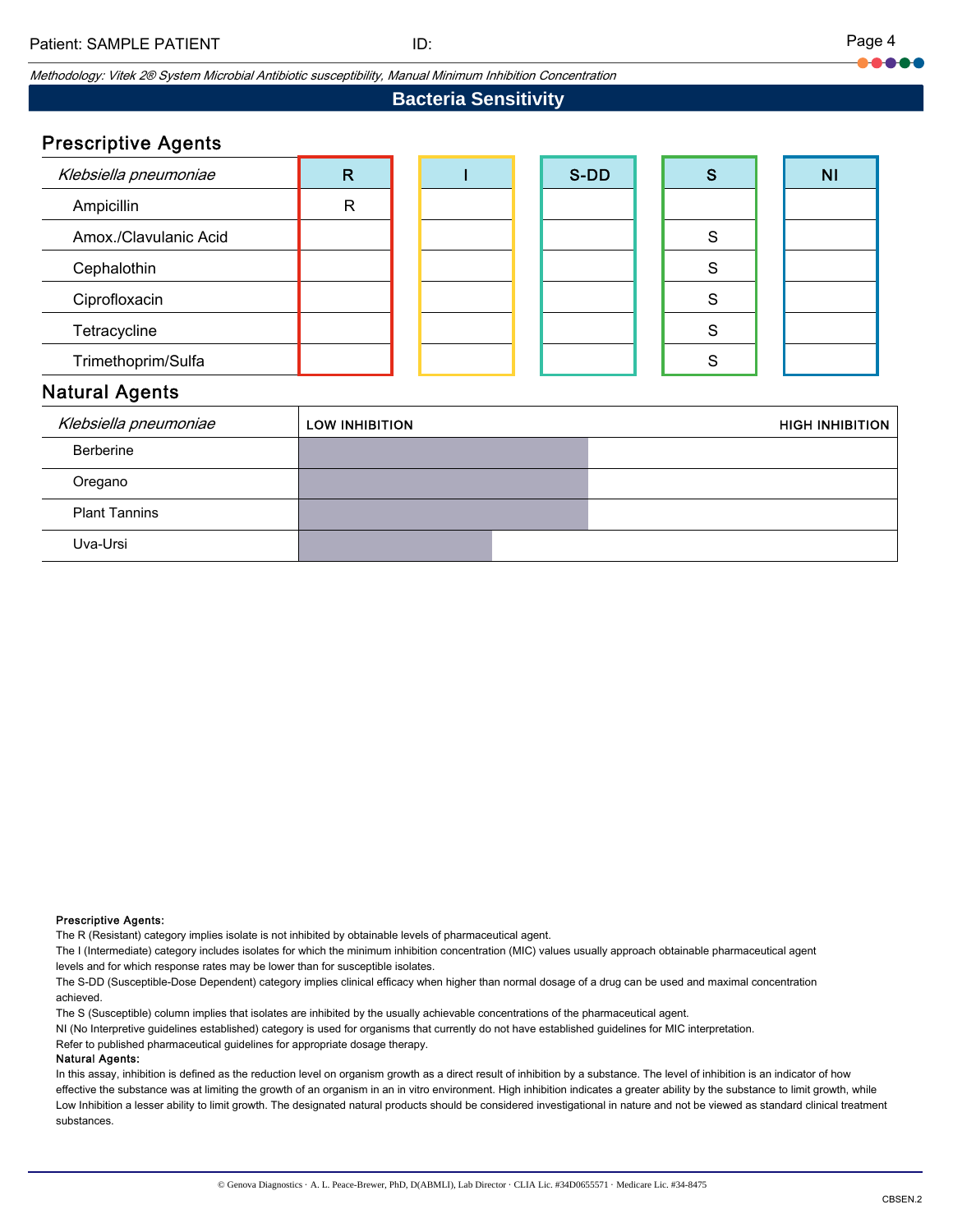Methodology: Vitek 2® System Microbial Antibiotic susceptibility, Manual Minimum Inhibition Concentration

## Bacteria Sensitivity

### Prescriptive Agents

| *Klebsiella pneumoniae* | R | I | S-DD | S | NI |
|---|---|---|---|---|---|
| Ampicillin | R | | | | |
| Amox./Clavulanic Acid | | | | S | |
| Cephalothin | | | | S | |
| Ciprofloxacin | | | | S | |
| Tetracycline | | | | S | |
| Trimethoprim/Sulfa | | | | S | |

### Natural Agents

| *Klebsiella pneumoniae* | LOW INHIBITION — HIGH INHIBITION |
|---|---|
| Berberine | |
| Oregano | |
| Plant Tannins | |
| Uva-Ursi | |

**Prescriptive Agents:**
The R (Resistant) category implies isolate is not inhibited by obtainable levels of pharmaceutical agent.
The I (Intermediate) category includes isolates for which the minimum inhibition concentration (MIC) values usually approach obtainable pharmaceutical agent levels and for which response rates may be lower than for susceptible isolates.
The S-DD (Susceptible-Dose Dependent) category implies clinical efficacy when higher than normal dosage of a drug can be used and maximal concentration achieved.
The S (Susceptible) column implies that isolates are inhibited by the usually achievable concentrations of the pharmaceutical agent.
NI (No Interpretive guidelines established) category is used for organisms that currently do not have established guidelines for MIC interpretation.
Refer to published pharmaceutical guidelines for appropriate dosage therapy.

**Natural Agents:**
In this assay, inhibition is defined as the reduction level on organism growth as a direct result of inhibition by a substance. The level of inhibition is an indicator of how effective the substance was at limiting the growth of an organism in an in vitro environment. High inhibition indicates a greater ability by the substance to limit growth, while Low Inhibition a lesser ability to limit growth. The designated natural products should be considered investigational in nature and not be viewed as standard clinical treatment substances.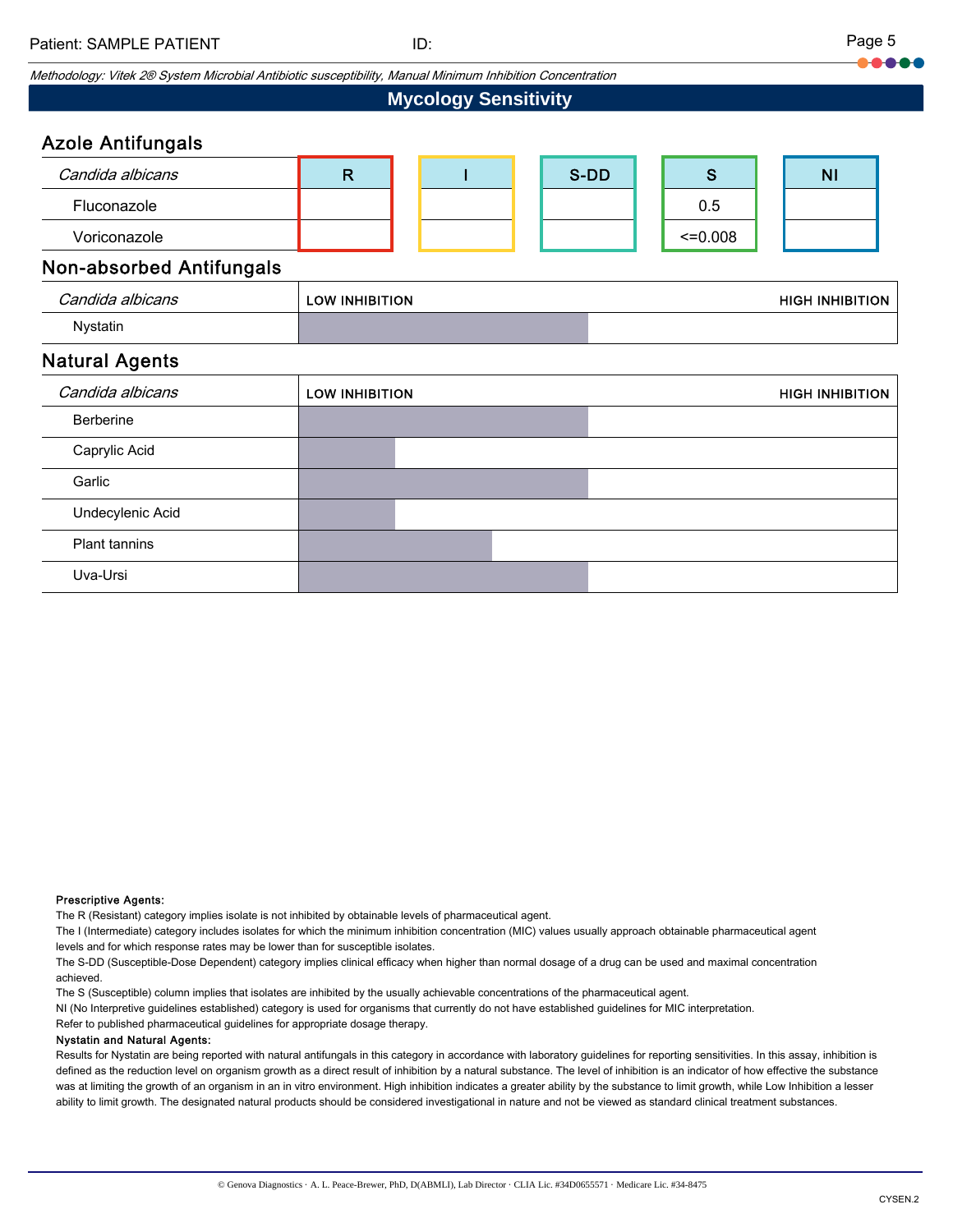Methodology: Vitek 2® System Microbial Antibiotic susceptibility, Manual Minimum Inhibition Concentration

## Mycology Sensitivity

### Azole Antifungals

| *Candida albicans* | R | I | S-DD | S | NI |
|---|---|---|---|---|---|
| Fluconazole | | | | 0.5 | |
| Voriconazole | | | | <=0.008 | |

### Non-absorbed Antifungals

*Candida albicans*

LOW INHIBITION

HIGH INHIBITION

Nystatin

### Natural Agents

*Candida albicans*

LOW INHIBITION

HIGH INHIBITION

Berberine

Caprylic Acid

Garlic

Undecylenic Acid

Plant tannins

Uva-Ursi

**Prescriptive Agents:**

The R (Resistant) category implies isolate is not inhibited by obtainable levels of pharmaceutical agent.

The I (Intermediate) category includes isolates for which the minimum inhibition concentration (MIC) values usually approach obtainable pharmaceutical agent levels and for which response rates may be lower than for susceptible isolates.

The S-DD (Susceptible-Dose Dependent) category implies clinical efficacy when higher than normal dosage of a drug can be used and maximal concentration achieved.

The S (Susceptible) column implies that isolates are inhibited by the usually achievable concentrations of the pharmaceutical agent.

NI (No Interpretive guidelines established) category is used for organisms that currently do not have established guidelines for MIC interpretation.

Refer to published pharmaceutical guidelines for appropriate dosage therapy.

**Nystatin and Natural Agents:**

Results for Nystatin are being reported with natural antifungals in this category in accordance with laboratory guidelines for reporting sensitivities. In this assay, inhibition is defined as the reduction level on organism growth as a direct result of inhibition by a natural substance. The level of inhibition is an indicator of how effective the substance was at limiting the growth of an organism in an in vitro environment. High inhibition indicates a greater ability by the substance to limit growth, while Low Inhibition a lesser ability to limit growth. The designated natural products should be considered investigational in nature and not be viewed as standard clinical treatment substances.